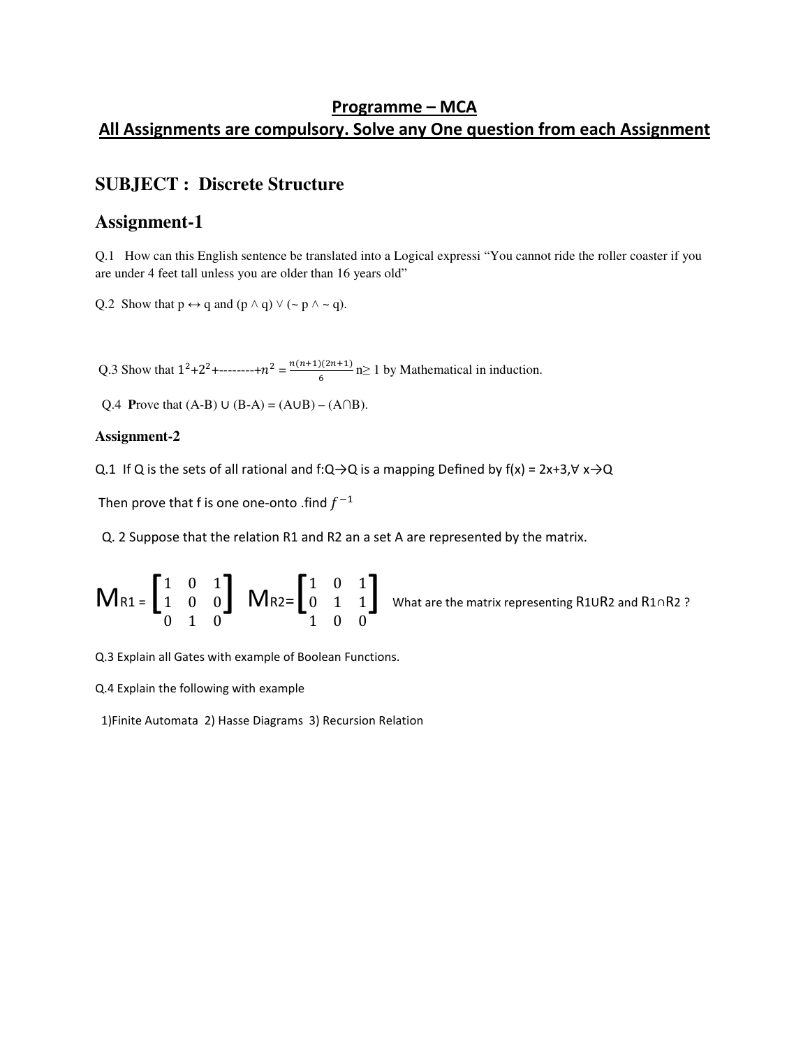## Programme – MCA

## All Assignments are compulsory. Solve any One question from each Assignment

# SUBJECT : Discrete Structure

## Assignment-1

Q.1 How can this English sentence be translated into a Logical expressi "You cannot ride the roller coaster if you are under 4 feet tall unless you are older than 16 years old"

Q.2 Show that $p \leftrightarrow q$ and $(p \wedge q) \vee (\sim p \wedge \sim q)$.

Q.3 Show that $1^2+2^2+\text{---------}+n^2 = \frac{n(n+1)(2n+1)}{6}$ $n \geq 1$ by Mathematical in induction.

Q.4 **P**rove that $(A-B) \cup (B-A) = (A \cup B) - (A \cap B)$.

### Assignment-2

Q.1 If Q is the sets of all rational and $f{:}Q \to Q$ is a mapping Defined by $f(x) = 2x+3, \forall\ x \to Q$

Then prove that f is one one-onto .find $f^{-1}$

Q. 2 Suppose that the relation R1 and R2 an a set A are represented by the matrix.

$$M_{R1} = \begin{bmatrix} 1 & 0 & 1 \\ 1 & 0 & 0 \\ 0 & 1 & 0 \end{bmatrix} \quad M_{R2} = \begin{bmatrix} 1 & 0 & 1 \\ 0 & 1 & 1 \\ 1 & 0 & 0 \end{bmatrix}$$

What are the matrix representing $R1 \cup R2$ and $R1 \cap R2$ ?

Q.3 Explain all Gates with example of Boolean Functions.

Q.4 Explain the following with example

1)Finite Automata 2) Hasse Diagrams 3) Recursion Relation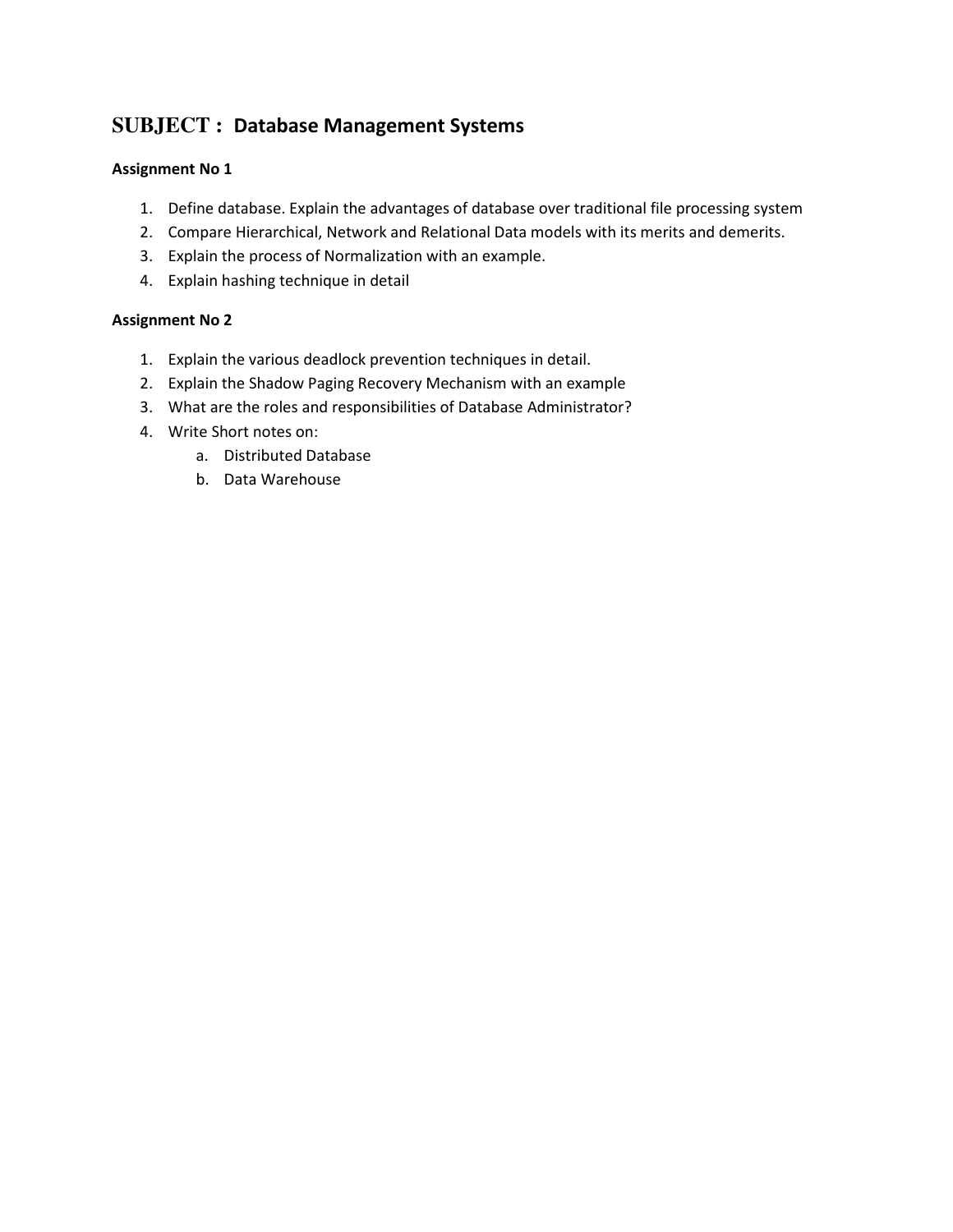# SUBJECT : Database Management Systems

**Assignment No 1**

1. Define database. Explain the advantages of database over traditional file processing system
2. Compare Hierarchical, Network and Relational Data models with its merits and demerits.
3. Explain the process of Normalization with an example.
4. Explain hashing technique in detail

**Assignment No 2**

1. Explain the various deadlock prevention techniques in detail.
2. Explain the Shadow Paging Recovery Mechanism with an example
3. What are the roles and responsibilities of Database Administrator?
4. Write Short notes on:
    a. Distributed Database
    b. Data Warehouse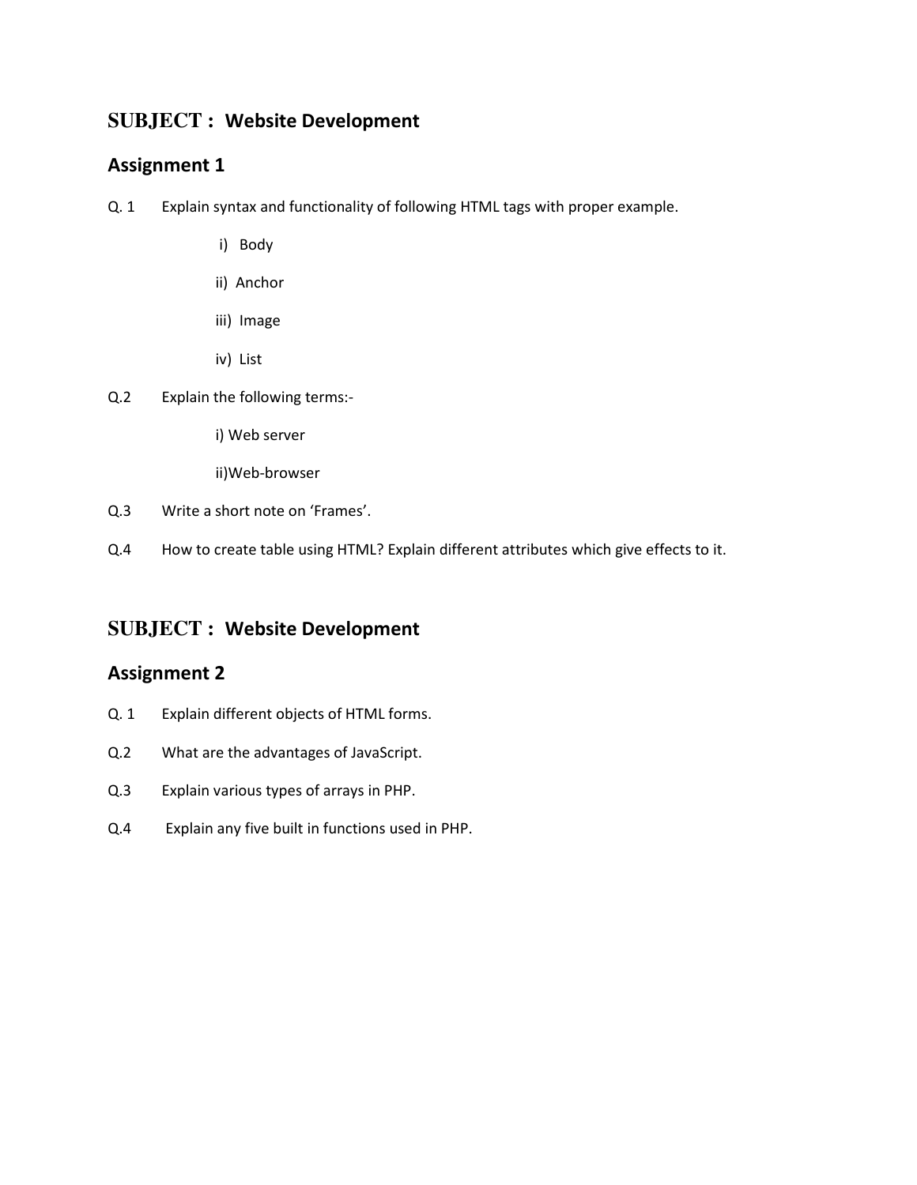## SUBJECT : Website Development

### Assignment 1

Q. 1 Explain syntax and functionality of following HTML tags with proper example.

- i) Body
- ii) Anchor
- iii) Image
- iv) List

Q.2 Explain the following terms:-

- i) Web server
- ii)Web-browser

Q.3 Write a short note on 'Frames'.

Q.4 How to create table using HTML? Explain different attributes which give effects to it.

## SUBJECT : Website Development

### Assignment 2

Q. 1 Explain different objects of HTML forms.

Q.2 What are the advantages of JavaScript.

Q.3 Explain various types of arrays in PHP.

Q.4 Explain any five built in functions used in PHP.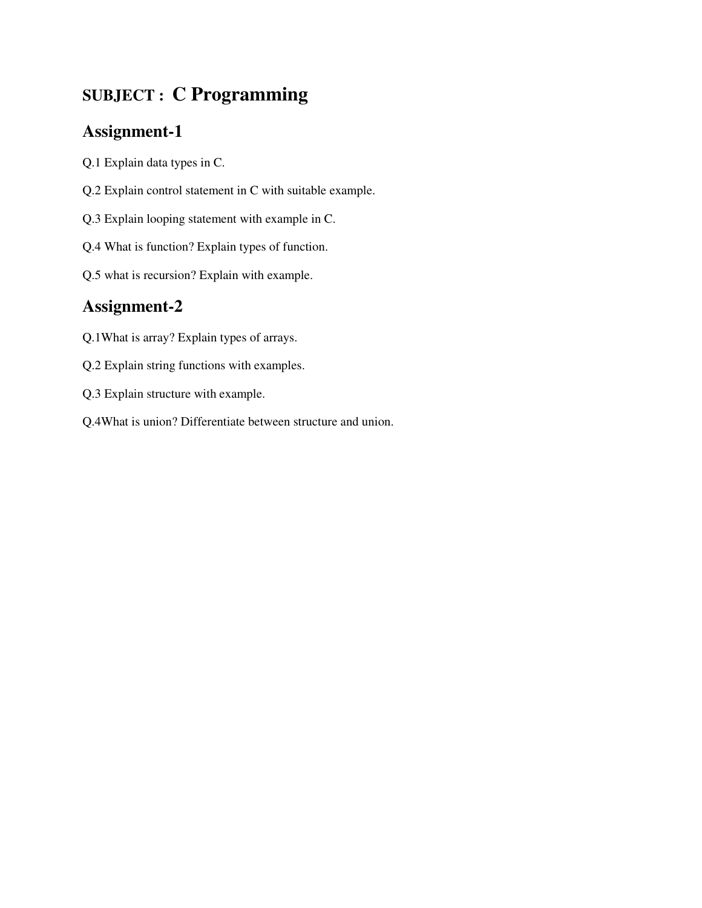**SUBJECT :** **C Programming**

## Assignment-1

Q.1 Explain data types in C.

Q.2 Explain control statement in C with suitable example.

Q.3 Explain looping statement with example in C.

Q.4 What is function? Explain types of function.

Q.5 what is recursion? Explain with example.

## Assignment-2

Q.1What is array? Explain types of arrays.

Q.2 Explain string functions with examples.

Q.3 Explain structure with example.

Q.4What is union? Differentiate between structure and union.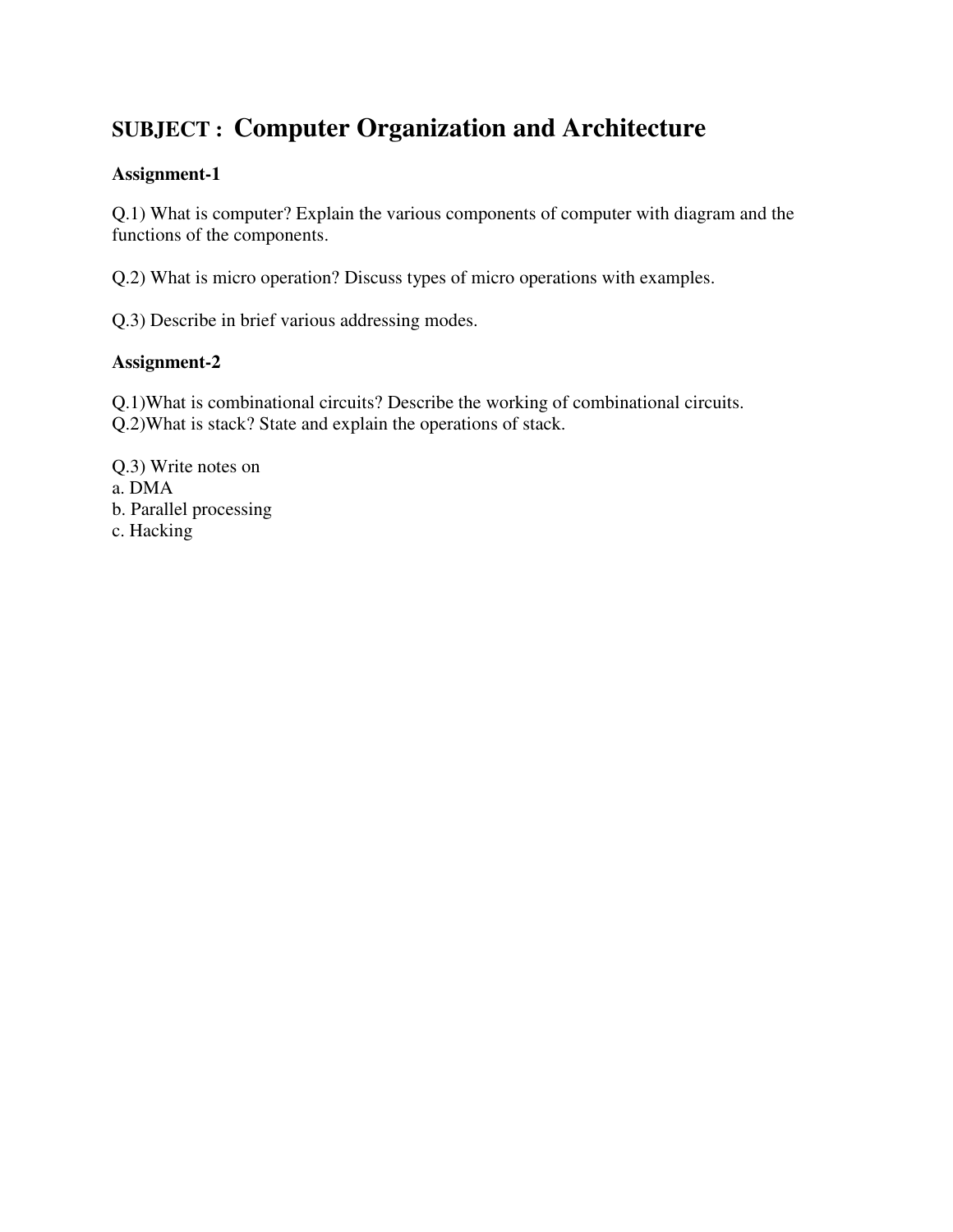# SUBJECT : Computer Organization and Architecture

**Assignment-1**

Q.1) What is computer? Explain the various components of computer with diagram and the functions of the components.

Q.2) What is micro operation? Discuss types of micro operations with examples.

Q.3) Describe in brief various addressing modes.

**Assignment-2**

Q.1)What is combinational circuits? Describe the working of combinational circuits.
Q.2)What is stack? State and explain the operations of stack.

Q.3) Write notes on
a. DMA
b. Parallel processing
c. Hacking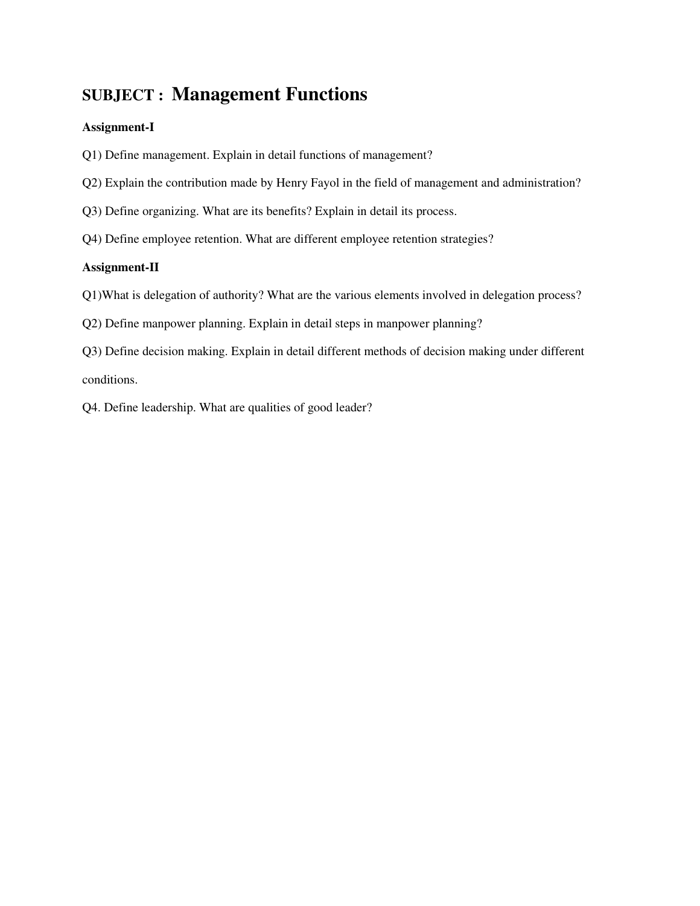# SUBJECT : Management Functions

**Assignment-I**

Q1) Define management. Explain in detail functions of management?

Q2) Explain the contribution made by Henry Fayol in the field of management and administration?

Q3) Define organizing. What are its benefits? Explain in detail its process.

Q4) Define employee retention. What are different employee retention strategies?

**Assignment-II**

Q1)What is delegation of authority? What are the various elements involved in delegation process?

Q2) Define manpower planning. Explain in detail steps in manpower planning?

Q3) Define decision making. Explain in detail different methods of decision making under different conditions.

Q4. Define leadership. What are qualities of good leader?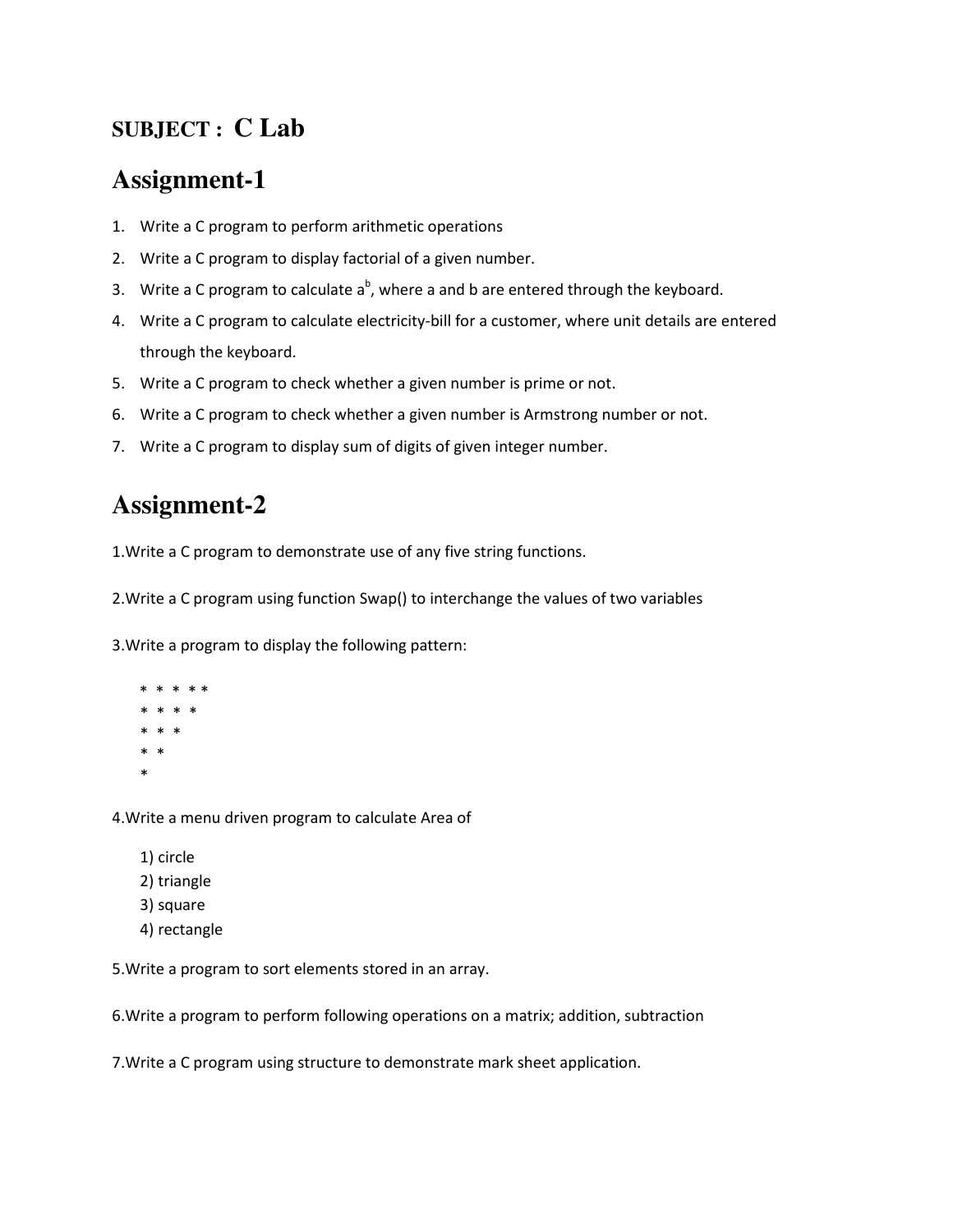**SUBJECT : C Lab**

# Assignment-1

1. Write a C program to perform arithmetic operations
2. Write a C program to display factorial of a given number.
3. Write a C program to calculate $a^b$, where a and b are entered through the keyboard.
4. Write a C program to calculate electricity-bill for a customer, where unit details are entered through the keyboard.
5. Write a C program to check whether a given number is prime or not.
6. Write a C program to check whether a given number is Armstrong number or not.
7. Write a C program to display sum of digits of given integer number.

# Assignment-2

1.Write a C program to demonstrate use of any five string functions.

2.Write a C program using function Swap() to interchange the values of two variables

3.Write a program to display the following pattern:

```
* * * * *
* * * *
* * *
* *
*
```

4.Write a menu driven program to calculate Area of

1) circle
2) triangle
3) square
4) rectangle

5.Write a program to sort elements stored in an array.

6.Write a program to perform following operations on a matrix; addition, subtraction

7.Write a C program using structure to demonstrate mark sheet application.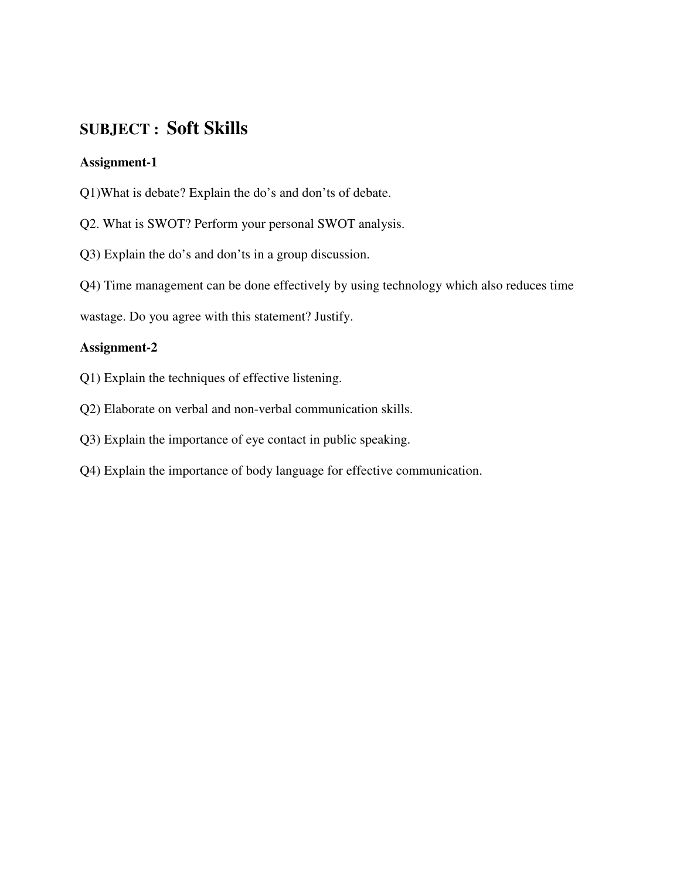## SUBJECT : Soft Skills

### Assignment-1

Q1)What is debate? Explain the do's and don'ts of debate.

Q2. What is SWOT? Perform your personal SWOT analysis.

Q3) Explain the do's and don'ts in a group discussion.

Q4) Time management can be done effectively by using technology which also reduces time wastage. Do you agree with this statement? Justify.

### Assignment-2

Q1) Explain the techniques of effective listening.

Q2) Elaborate on verbal and non-verbal communication skills.

Q3) Explain the importance of eye contact in public speaking.

Q4) Explain the importance of body language for effective communication.